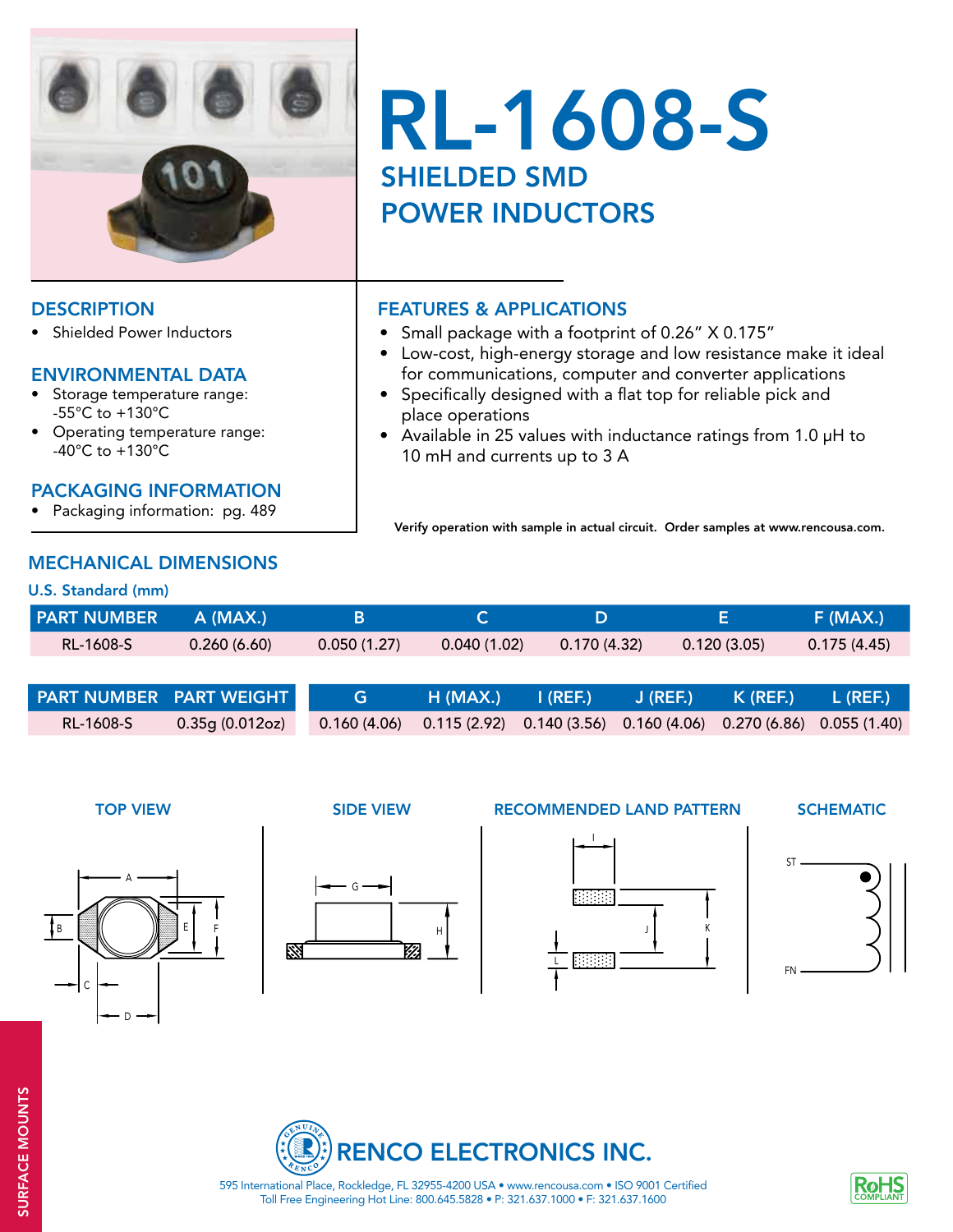# RL-1608-S

## SHIELDED SMD POWER INDUCTORS

### DESCRIPTION

- Shielded Power Inductors

### ENVIRONMENTAL DATA

- Storage temperature range: -55°C to +130°C
- Operating temperature range: -40°C to +130°C

### PACKAGING INFORMATION

- Packaging information: pg. 489

### FEATURES & APPLICATIONS

- Small package with a footprint of 0.26" X 0.175"
- Low-cost, high-energy storage and low resistance make it ideal for communications, computer and converter applications
- Specifically designed with a flat top for reliable pick and place operations
- Available in 25 values with inductance ratings from 1.0 µH to 10 mH and currents up to 3 A

**Verify operation with sample in actual circuit. Order samples at www.rencousa.com.**

### MECHANICAL DIMENSIONS

**U.S. Standard (mm)**

| PART NUMBER | A (MAX.) | B | C | D | E | F (MAX.) |
|---|---|---|---|---|---|---|
| RL-1608-S | 0.260 (6.60) | 0.050 (1.27) | 0.040 (1.02) | 0.170 (4.32) | 0.120 (3.05) | 0.175 (4.45) |

| PART NUMBER | PART WEIGHT | G | H (MAX.) | I (REF.) | J (REF.) | K (REF.) | L (REF.) |
|---|---|---|---|---|---|---|---|
| RL-1608-S | 0.35g (0.012oz) | 0.160 (4.06) | 0.115 (2.92) | 0.140 (3.56) | 0.160 (4.06) | 0.270 (6.86) | 0.055 (1.40) |

TOP VIEW | SIDE VIEW | RECOMMENDED LAND PATTERN | SCHEMATIC

RENCO ELECTRONICS INC.

595 International Place, Rockledge, FL 32955-4200 USA • www.rencousa.com • ISO 9001 Certified
Toll Free Engineering Hot Line: 800.645.5828 • P: 321.637.1000 • F: 321.637.1600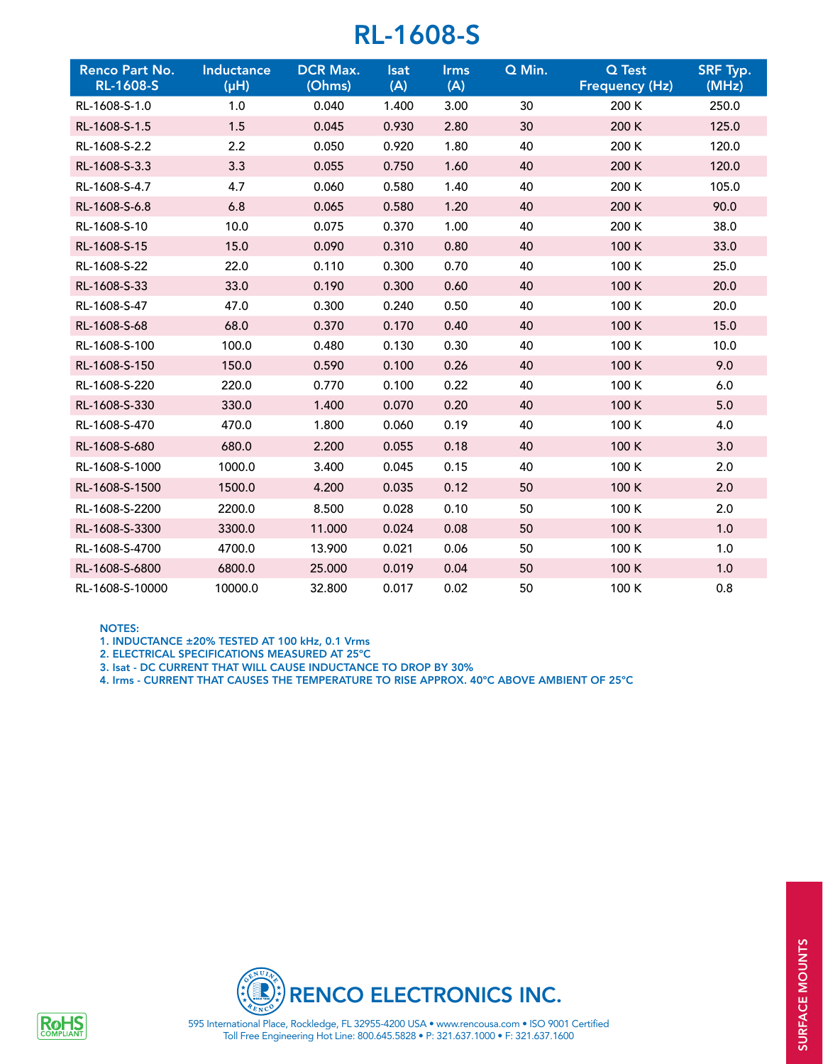# RL-1608-S

| Renco Part No. RL-1608-S | Inductance (μH) | DCR Max. (Ohms) | Isat (A) | Irms (A) | Q Min. | Q Test Frequency (Hz) | SRF Typ. (MHz) |
|---|---|---|---|---|---|---|---|
| RL-1608-S-1.0 | 1.0 | 0.040 | 1.400 | 3.00 | 30 | 200 K | 250.0 |
| RL-1608-S-1.5 | 1.5 | 0.045 | 0.930 | 2.80 | 30 | 200 K | 125.0 |
| RL-1608-S-2.2 | 2.2 | 0.050 | 0.920 | 1.80 | 40 | 200 K | 120.0 |
| RL-1608-S-3.3 | 3.3 | 0.055 | 0.750 | 1.60 | 40 | 200 K | 120.0 |
| RL-1608-S-4.7 | 4.7 | 0.060 | 0.580 | 1.40 | 40 | 200 K | 105.0 |
| RL-1608-S-6.8 | 6.8 | 0.065 | 0.580 | 1.20 | 40 | 200 K | 90.0 |
| RL-1608-S-10 | 10.0 | 0.075 | 0.370 | 1.00 | 40 | 200 K | 38.0 |
| RL-1608-S-15 | 15.0 | 0.090 | 0.310 | 0.80 | 40 | 100 K | 33.0 |
| RL-1608-S-22 | 22.0 | 0.110 | 0.300 | 0.70 | 40 | 100 K | 25.0 |
| RL-1608-S-33 | 33.0 | 0.190 | 0.300 | 0.60 | 40 | 100 K | 20.0 |
| RL-1608-S-47 | 47.0 | 0.300 | 0.240 | 0.50 | 40 | 100 K | 20.0 |
| RL-1608-S-68 | 68.0 | 0.370 | 0.170 | 0.40 | 40 | 100 K | 15.0 |
| RL-1608-S-100 | 100.0 | 0.480 | 0.130 | 0.30 | 40 | 100 K | 10.0 |
| RL-1608-S-150 | 150.0 | 0.590 | 0.100 | 0.26 | 40 | 100 K | 9.0 |
| RL-1608-S-220 | 220.0 | 0.770 | 0.100 | 0.22 | 40 | 100 K | 6.0 |
| RL-1608-S-330 | 330.0 | 1.400 | 0.070 | 0.20 | 40 | 100 K | 5.0 |
| RL-1608-S-470 | 470.0 | 1.800 | 0.060 | 0.19 | 40 | 100 K | 4.0 |
| RL-1608-S-680 | 680.0 | 2.200 | 0.055 | 0.18 | 40 | 100 K | 3.0 |
| RL-1608-S-1000 | 1000.0 | 3.400 | 0.045 | 0.15 | 40 | 100 K | 2.0 |
| RL-1608-S-1500 | 1500.0 | 4.200 | 0.035 | 0.12 | 50 | 100 K | 2.0 |
| RL-1608-S-2200 | 2200.0 | 8.500 | 0.028 | 0.10 | 50 | 100 K | 2.0 |
| RL-1608-S-3300 | 3300.0 | 11.000 | 0.024 | 0.08 | 50 | 100 K | 1.0 |
| RL-1608-S-4700 | 4700.0 | 13.900 | 0.021 | 0.06 | 50 | 100 K | 1.0 |
| RL-1608-S-6800 | 6800.0 | 25.000 | 0.019 | 0.04 | 50 | 100 K | 1.0 |
| RL-1608-S-10000 | 10000.0 | 32.800 | 0.017 | 0.02 | 50 | 100 K | 0.8 |

NOTES:
1. INDUCTANCE ±20% TESTED AT 100 kHz, 0.1 Vrms
2. ELECTRICAL SPECIFICATIONS MEASURED AT 25°C
3. Isat - DC CURRENT THAT WILL CAUSE INDUCTANCE TO DROP BY 30%
4. Irms - CURRENT THAT CAUSES THE TEMPERATURE TO RISE APPROX. 40°C ABOVE AMBIENT OF 25°C

RENCO ELECTRONICS INC.

595 International Place, Rockledge, FL 32955-4200 USA • www.rencousa.com • ISO 9001 Certified
Toll Free Engineering Hot Line: 800.645.5828 • P: 321.637.1000 • F: 321.637.1600

RoHS COMPLIANT

SURFACE MOUNTS